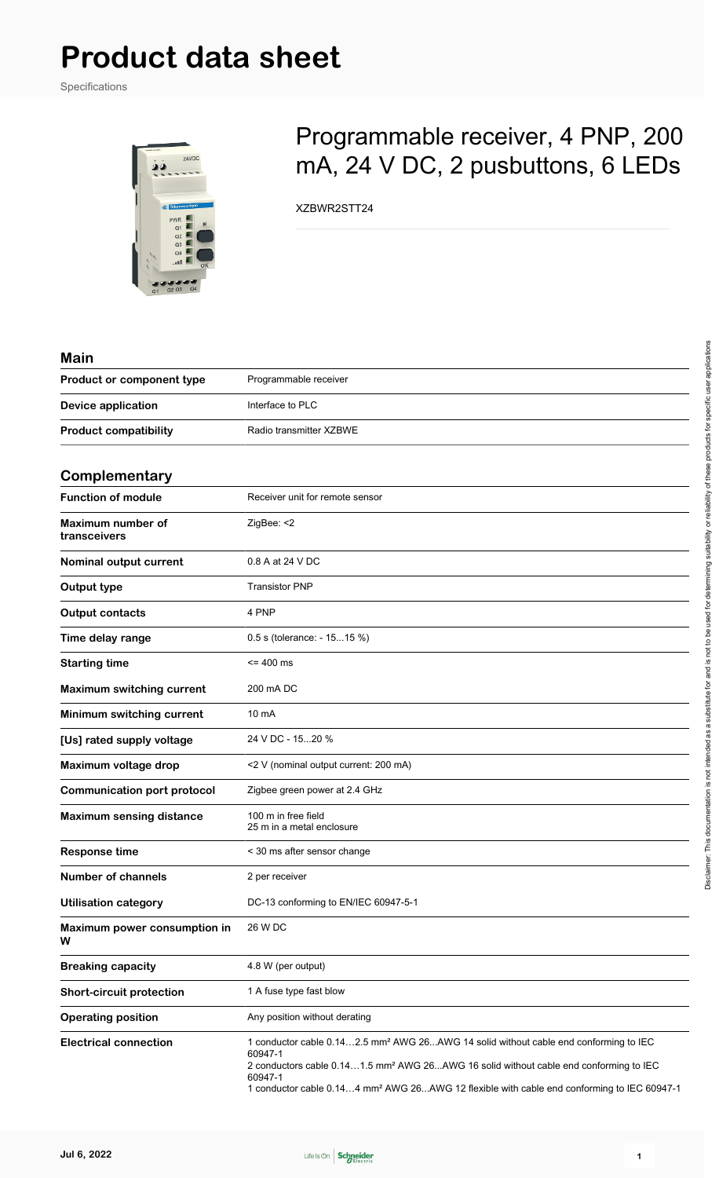# Product data sheet

Specifications

## Programmable receiver, 4 PNP, 200 mA, 24 V DC, 2 pusbuttons, 6 LEDs

XZBWR2STT24

### Main

| | |
|---|---|
| **Product or component type** | Programmable receiver |
| **Device application** | Interface to PLC |
| **Product compatibility** | Radio transmitter XZBWE |

### Complementary

| | |
|---|---|
| **Function of module** | Receiver unit for remote sensor |
| **Maximum number of transceivers** | ZigBee: <2 |
| **Nominal output current** | 0.8 A at 24 V DC |
| **Output type** | Transistor PNP |
| **Output contacts** | 4 PNP |
| **Time delay range** | 0.5 s (tolerance: - 15...15 %) |
| **Starting time** | <= 400 ms |
| **Maximum switching current** | 200 mA DC |
| **Minimum switching current** | 10 mA |
| **[Us] rated supply voltage** | 24 V DC - 15...20 % |
| **Maximum voltage drop** | <2 V (nominal output current: 200 mA) |
| **Communication port protocol** | Zigbee green power at 2.4 GHz |
| **Maximum sensing distance** | 100 m in free field<br>25 m in a metal enclosure |
| **Response time** | < 30 ms after sensor change |
| **Number of channels** | 2 per receiver |
| **Utilisation category** | DC-13 conforming to EN/IEC 60947-5-1 |
| **Maximum power consumption in W** | 26 W DC |
| **Breaking capacity** | 4.8 W (per output) |
| **Short-circuit protection** | 1 A fuse type fast blow |
| **Operating position** | Any position without derating |
| **Electrical connection** | 1 conductor cable 0.14…2.5 mm² AWG 26...AWG 14 solid without cable end conforming to IEC 60947-1<br>2 conductors cable 0.14…1.5 mm² AWG 26...AWG 16 solid without cable end conforming to IEC 60947-1<br>1 conductor cable 0.14…4 mm² AWG 26...AWG 12 flexible with cable end conforming to IEC 60947-1 |

Disclaimer: This documentation is not intended as a substitute for and is not to be used for determining suitability or reliability of these products for specific user applications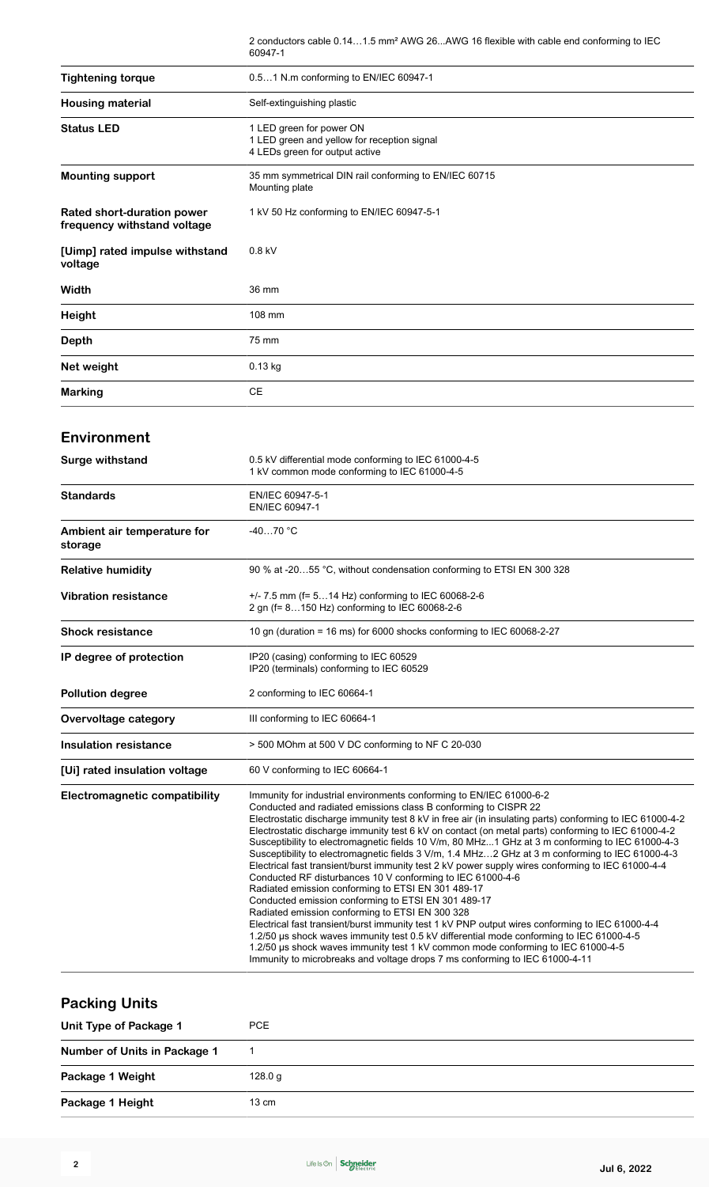| | |
|---|---|
| | 2 conductors cable 0.14…1.5 mm² AWG 26...AWG 16 flexible with cable end conforming to IEC 60947-1 |
| **Tightening torque** | 0.5…1 N.m conforming to EN/IEC 60947-1 |
| **Housing material** | Self-extinguishing plastic |
| **Status LED** | 1 LED green for power ON<br>1 LED green and yellow for reception signal<br>4 LEDs green for output active |
| **Mounting support** | 35 mm symmetrical DIN rail conforming to EN/IEC 60715<br>Mounting plate |
| **Rated short-duration power frequency withstand voltage** | 1 kV 50 Hz conforming to EN/IEC 60947-5-1 |
| **[Uimp] rated impulse withstand voltage** | 0.8 kV |
| **Width** | 36 mm |
| **Height** | 108 mm |
| **Depth** | 75 mm |
| **Net weight** | 0.13 kg |
| **Marking** | CE |

## Environment

| | |
|---|---|
| **Surge withstand** | 0.5 kV differential mode conforming to IEC 61000-4-5<br>1 kV common mode conforming to IEC 61000-4-5 |
| **Standards** | EN/IEC 60947-5-1<br>EN/IEC 60947-1 |
| **Ambient air temperature for storage** | -40…70 °C |
| **Relative humidity** | 90 % at -20…55 °C, without condensation conforming to ETSI EN 300 328 |
| **Vibration resistance** | +/- 7.5 mm (f= 5…14 Hz) conforming to IEC 60068-2-6<br>2 gn (f= 8…150 Hz) conforming to IEC 60068-2-6 |
| **Shock resistance** | 10 gn (duration = 16 ms) for 6000 shocks conforming to IEC 60068-2-27 |
| **IP degree of protection** | IP20 (casing) conforming to IEC 60529<br>IP20 (terminals) conforming to IEC 60529 |
| **Pollution degree** | 2 conforming to IEC 60664-1 |
| **Overvoltage category** | III conforming to IEC 60664-1 |
| **Insulation resistance** | > 500 MOhm at 500 V DC conforming to NF C 20-030 |
| **[Ui] rated insulation voltage** | 60 V conforming to IEC 60664-1 |
| **Electromagnetic compatibility** | Immunity for industrial environments conforming to EN/IEC 61000-6-2<br>Conducted and radiated emissions class B conforming to CISPR 22<br>Electrostatic discharge immunity test 8 kV in free air (in insulating parts) conforming to IEC 61000-4-2<br>Electrostatic discharge immunity test 6 kV on contact (on metal parts) conforming to IEC 61000-4-2<br>Susceptibility to electromagnetic fields 10 V/m, 80 MHz...1 GHz at 3 m conforming to IEC 61000-4-3<br>Susceptibility to electromagnetic fields 3 V/m, 1.4 MHz…2 GHz at 3 m conforming to IEC 61000-4-3<br>Electrical fast transient/burst immunity test 2 kV power supply wires conforming to IEC 61000-4-4<br>Conducted RF disturbances 10 V conforming to IEC 61000-4-6<br>Radiated emission conforming to ETSI EN 301 489-17<br>Conducted emission conforming to ETSI EN 301 489-17<br>Radiated emission conforming to ETSI EN 300 328<br>Electrical fast transient/burst immunity test 1 kV PNP output wires conforming to IEC 61000-4-4<br>1.2/50 µs shock waves immunity test 0.5 kV differential mode conforming to IEC 61000-4-5<br>1.2/50 µs shock waves immunity test 1 kV common mode conforming to IEC 61000-4-5<br>Immunity to microbreaks and voltage drops 7 ms conforming to IEC 61000-4-11 |

## Packing Units

| | |
|---|---|
| **Unit Type of Package 1** | PCE |
| **Number of Units in Package 1** | 1 |
| **Package 1 Weight** | 128.0 g |
| **Package 1 Height** | 13 cm |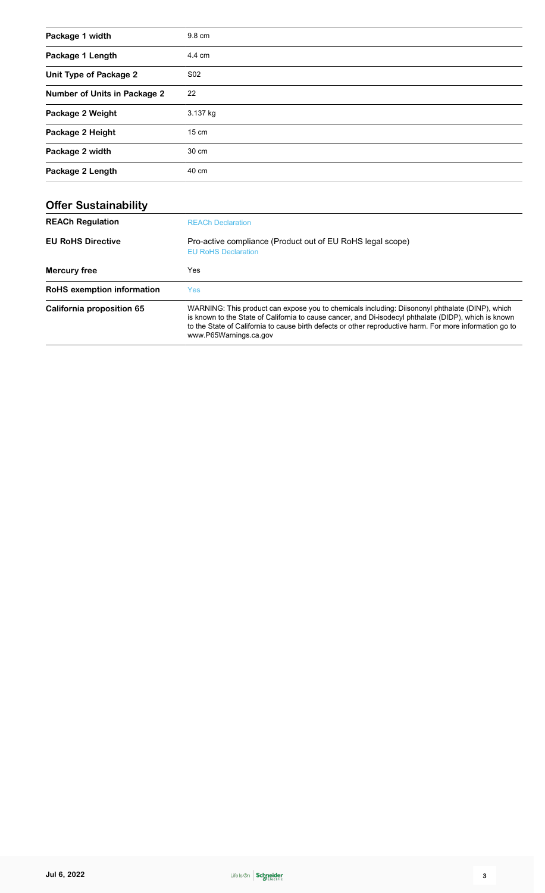| | |
|---|---|
| **Package 1 width** | 9.8 cm |
| **Package 1 Length** | 4.4 cm |
| **Unit Type of Package 2** | S02 |
| **Number of Units in Package 2** | 22 |
| **Package 2 Weight** | 3.137 kg |
| **Package 2 Height** | 15 cm |
| **Package 2 width** | 30 cm |
| **Package 2 Length** | 40 cm |

## Offer Sustainability

| | |
|---|---|
| **REACh Regulation** | REACh Declaration |
| **EU RoHS Directive** | Pro-active compliance (Product out of EU RoHS legal scope)<br>EU RoHS Declaration |
| **Mercury free** | Yes |
| **RoHS exemption information** | Yes |
| **California proposition 65** | WARNING: This product can expose you to chemicals including: Diisononyl phthalate (DINP), which is known to the State of California to cause cancer, and Di-isodecyl phthalate (DIDP), which is known to the State of California to cause birth defects or other reproductive harm. For more information go to www.P65Warnings.ca.gov |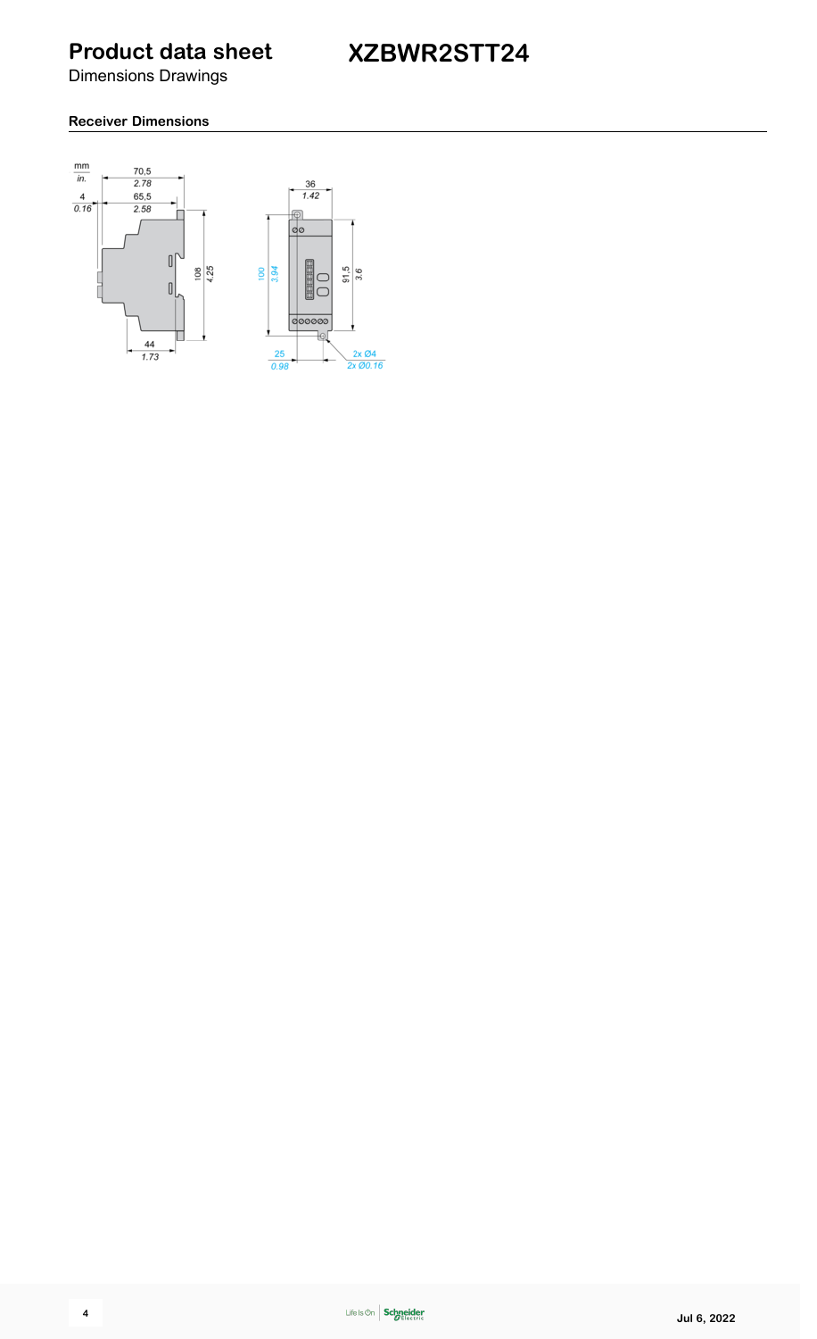# Product data sheet

## Dimensions Drawings

# XZBWR2STT24

### Receiver Dimensions

mm
in.

70,5
2.78

4
0.16

65,5
2.58

108
4.25

44
1.73

36
1.42

100
3.94

91,5
3.6

25
0.98

2x Ø4
2x Ø0.16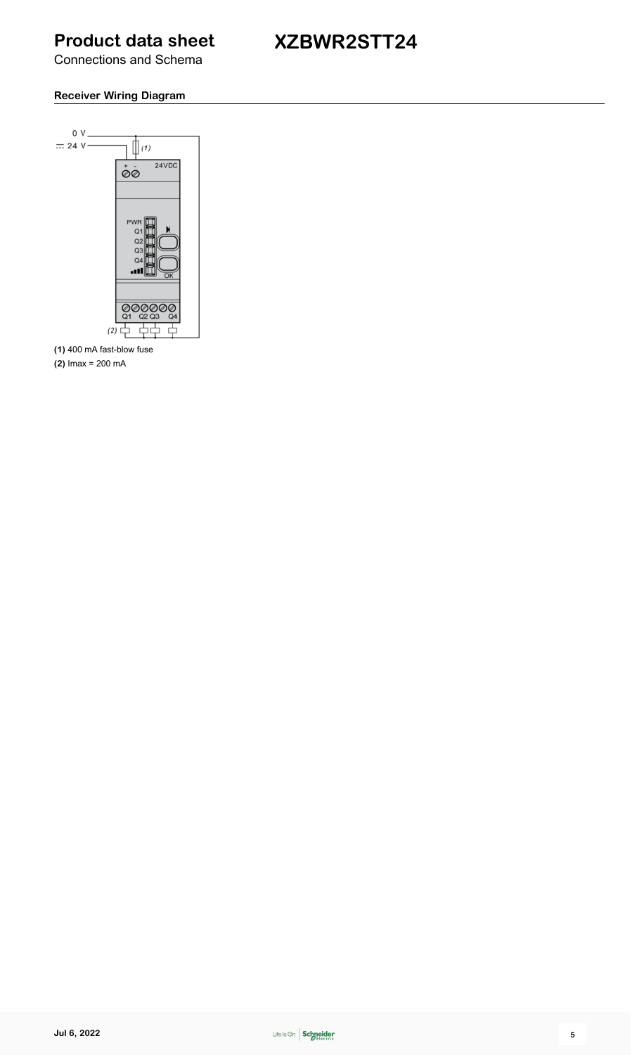# Product data sheet

# XZBWR2STT24

Connections and Schema

### Receiver Wiring Diagram

**(1)** 400 mA fast-blow fuse

**(2)** Imax = 200 mA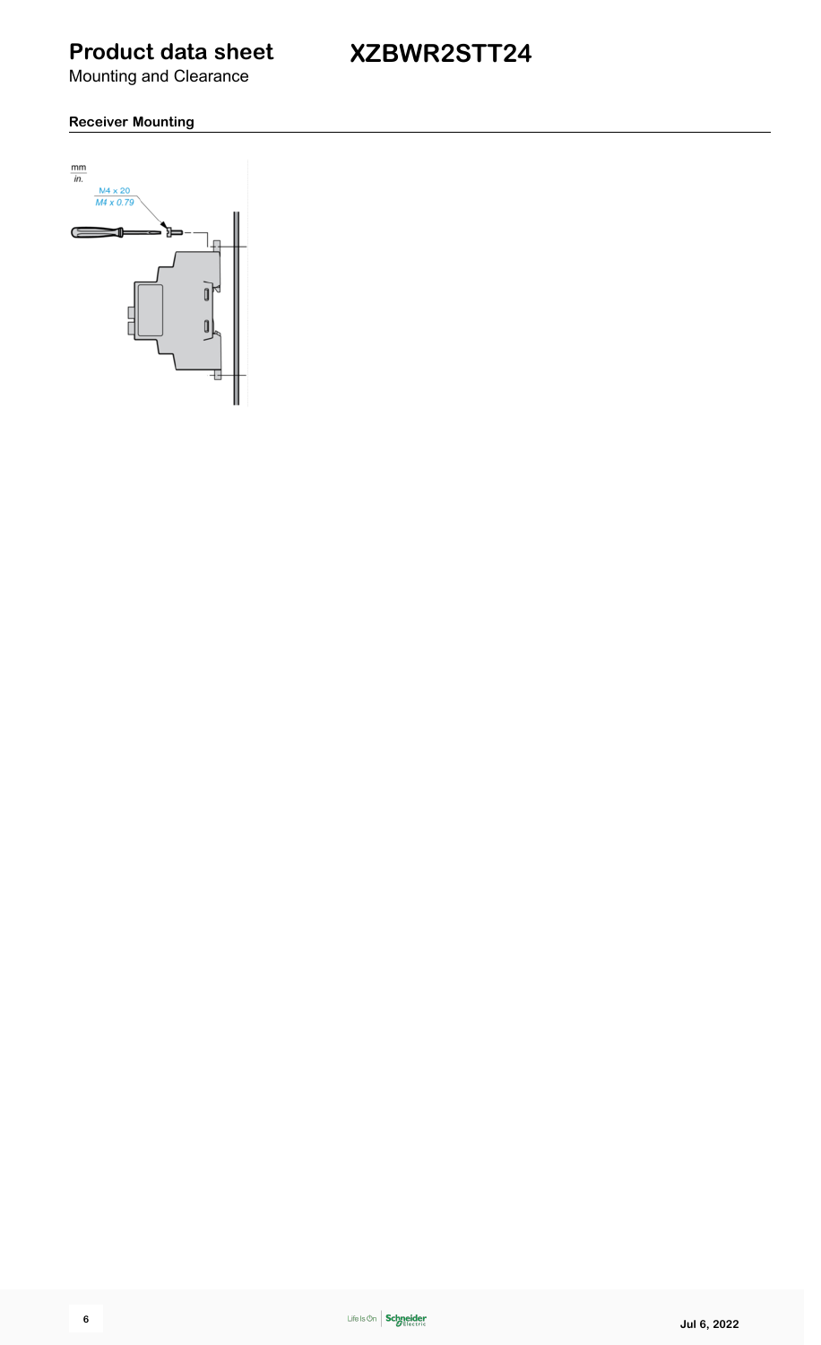# Product data sheet

Mounting and Clearance

# XZBWR2STT24

### Receiver Mounting

mm
in.

M4 x 20
M4 x 0.79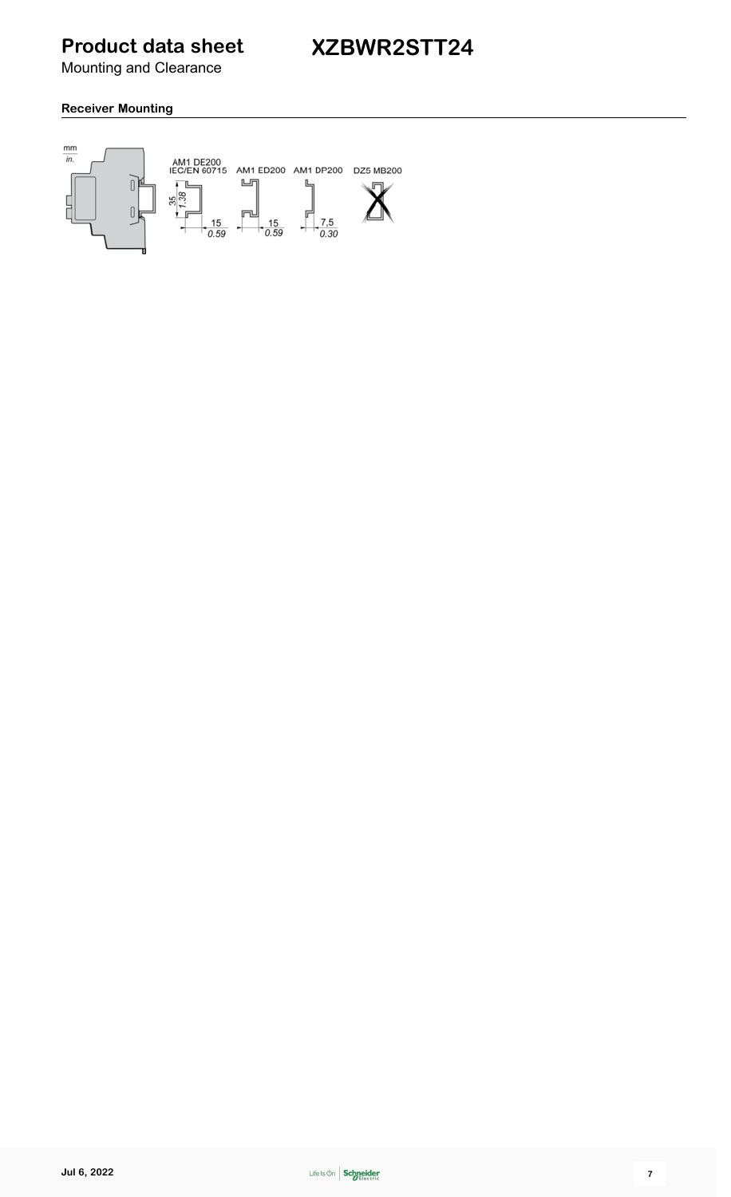# Product data sheet

Mounting and Clearance

## XZBWR2STT24

### Receiver Mounting

mm
in.

AM1 DE200
IEC/EN 60715

AM1 ED200

AM1 DP200

DZ5 MB200

35
1.38

15
0.59

15
0.59

7.5
0.30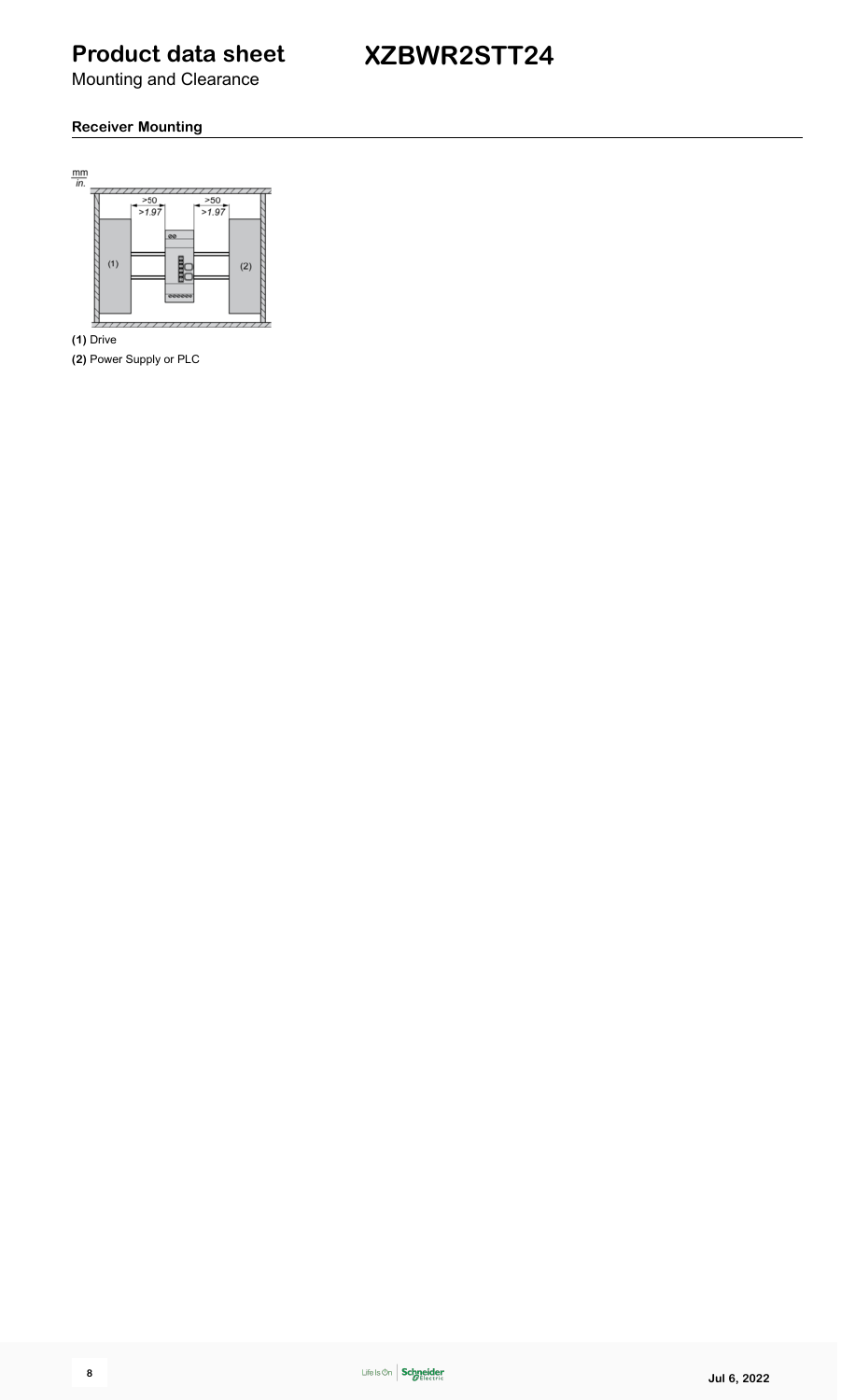# Product data sheet

Mounting and Clearance

# XZBWR2STT24

## Receiver Mounting

mm / in.

>50 / >1.97

>50 / >1.97

(1)

(2)

**(1)** Drive

**(2)** Power Supply or PLC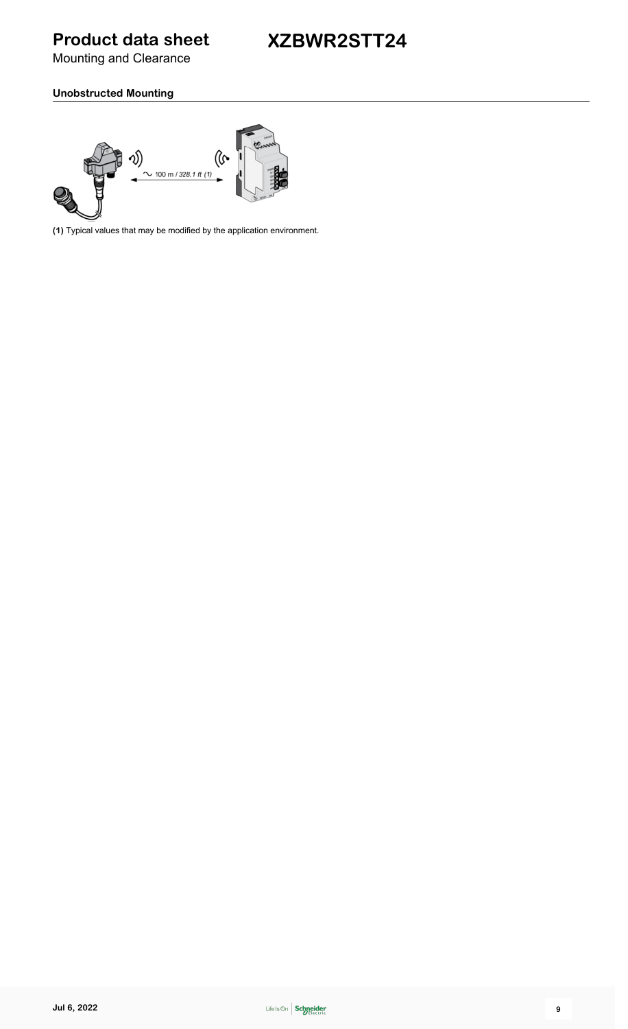# Product data sheet

# XZBWR2STT24

Mounting and Clearance

### Unobstructed Mounting

~ 100 m / *328.1 ft* (1)

**(1)** Typical values that may be modified by the application environment.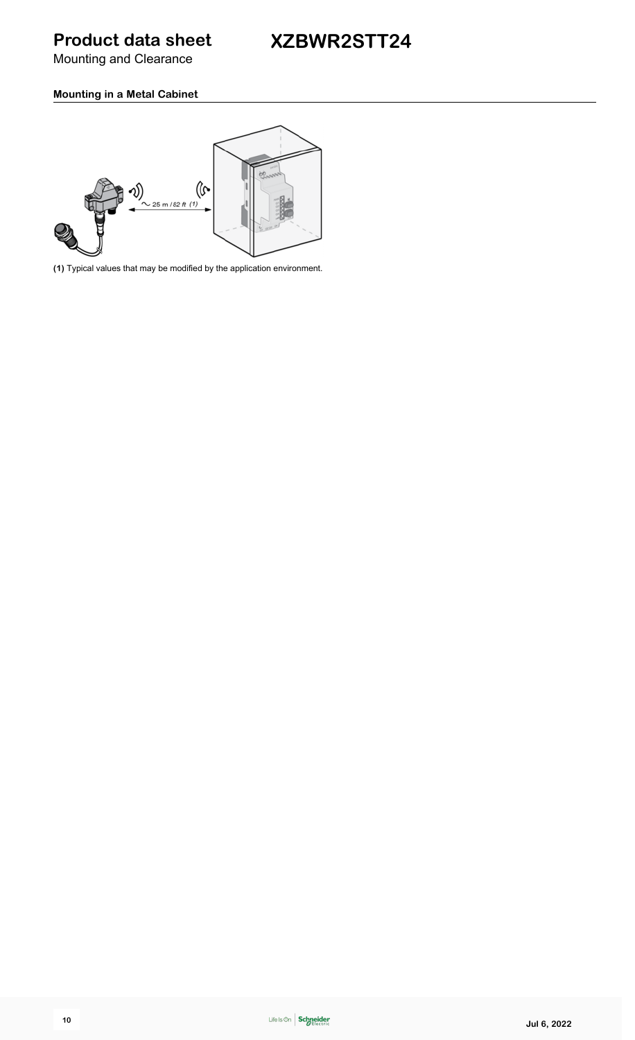# Product data sheet

# XZBWR2STT24

Mounting and Clearance

## Mounting in a Metal Cabinet

~ 25 m / 62 ft (1)

**(1)** Typical values that may be modified by the application environment.